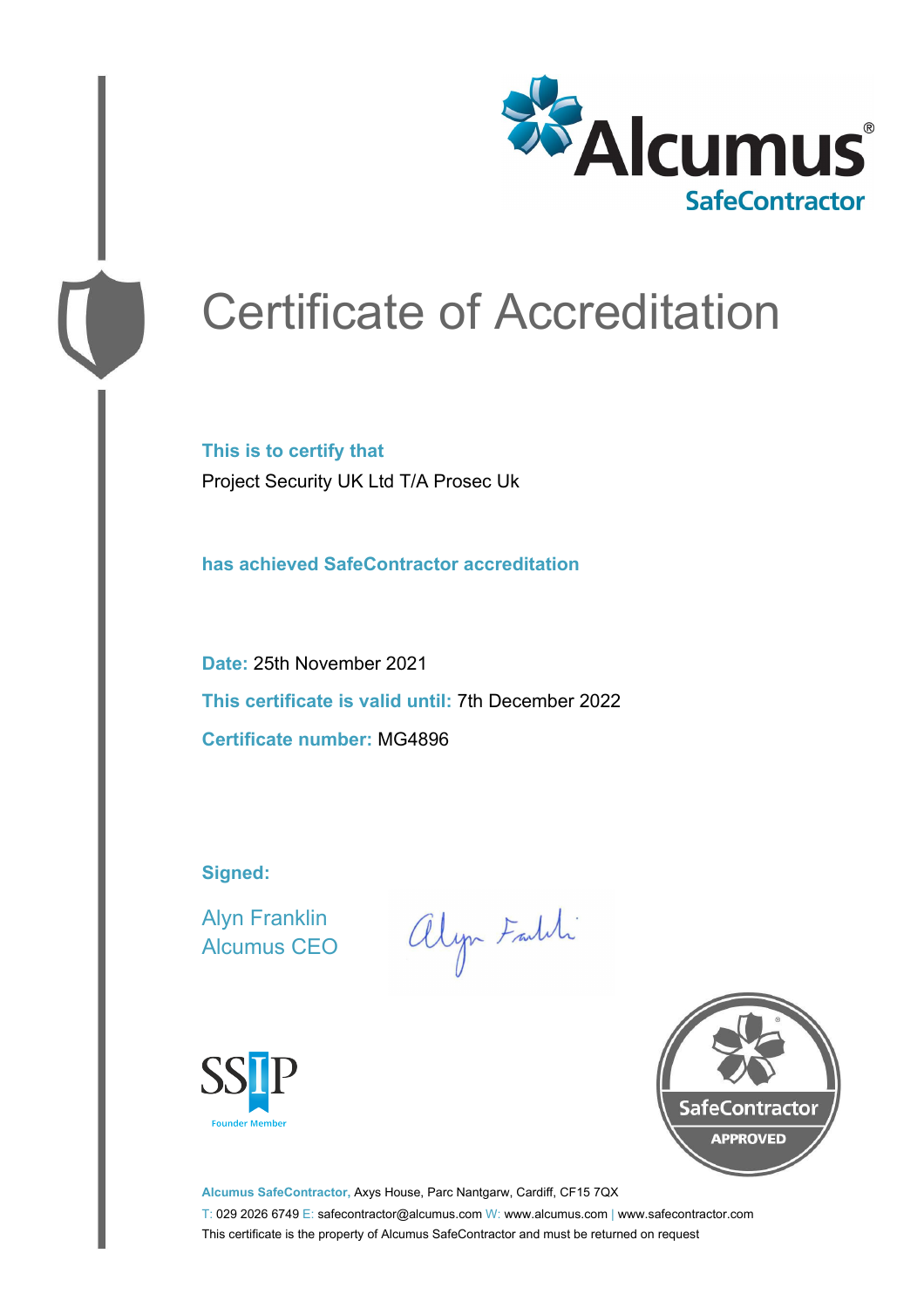Alcumus® SafeContractor

# Certificate of Accreditation

**This is to certify that**

Project Security UK Ltd T/A Prosec Uk

**has achieved SafeContractor accreditation**

**Date:** 25th November 2021

**This certificate is valid until:** 7th December 2022

**Certificate number:** MG4896

**Signed:**

Alyn Franklin
Alcumus CEO

SSIP Founder Member

SafeContractor APPROVED

**Alcumus SafeContractor,** Axys House, Parc Nantgarw, Cardiff, CF15 7QX

T: 029 2026 6749 E: safecontractor@alcumus.com W: www.alcumus.com | www.safecontractor.com

This certificate is the property of Alcumus SafeContractor and must be returned on request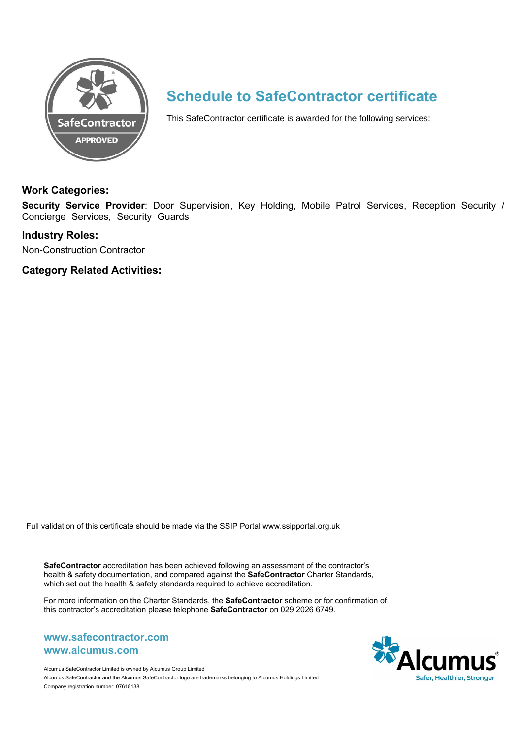# Schedule to SafeContractor certificate

This SafeContractor certificate is awarded for the following services:

### Work Categories:

**Security Service Provider**: Door Supervision, Key Holding, Mobile Patrol Services, Reception Security / Concierge Services, Security Guards

### Industry Roles:

Non-Construction Contractor

### Category Related Activities:

Full validation of this certificate should be made via the SSIP Portal www.ssipportal.org.uk

**SafeContractor** accreditation has been achieved following an assessment of the contractor's health & safety documentation, and compared against the **SafeContractor** Charter Standards, which set out the health & safety standards required to achieve accreditation.

For more information on the Charter Standards, the **SafeContractor** scheme or for confirmation of this contractor's accreditation please telephone **SafeContractor** on 029 2026 6749.

**www.safecontractor.com**
**www.alcumus.com**

Alcumus SafeContractor Limited is owned by Alcumus Group Limited
Alcumus SafeContractor and the Alcumus SafeContractor logo are trademarks belonging to Alcumus Holdings Limited
Company registration number: 07618138